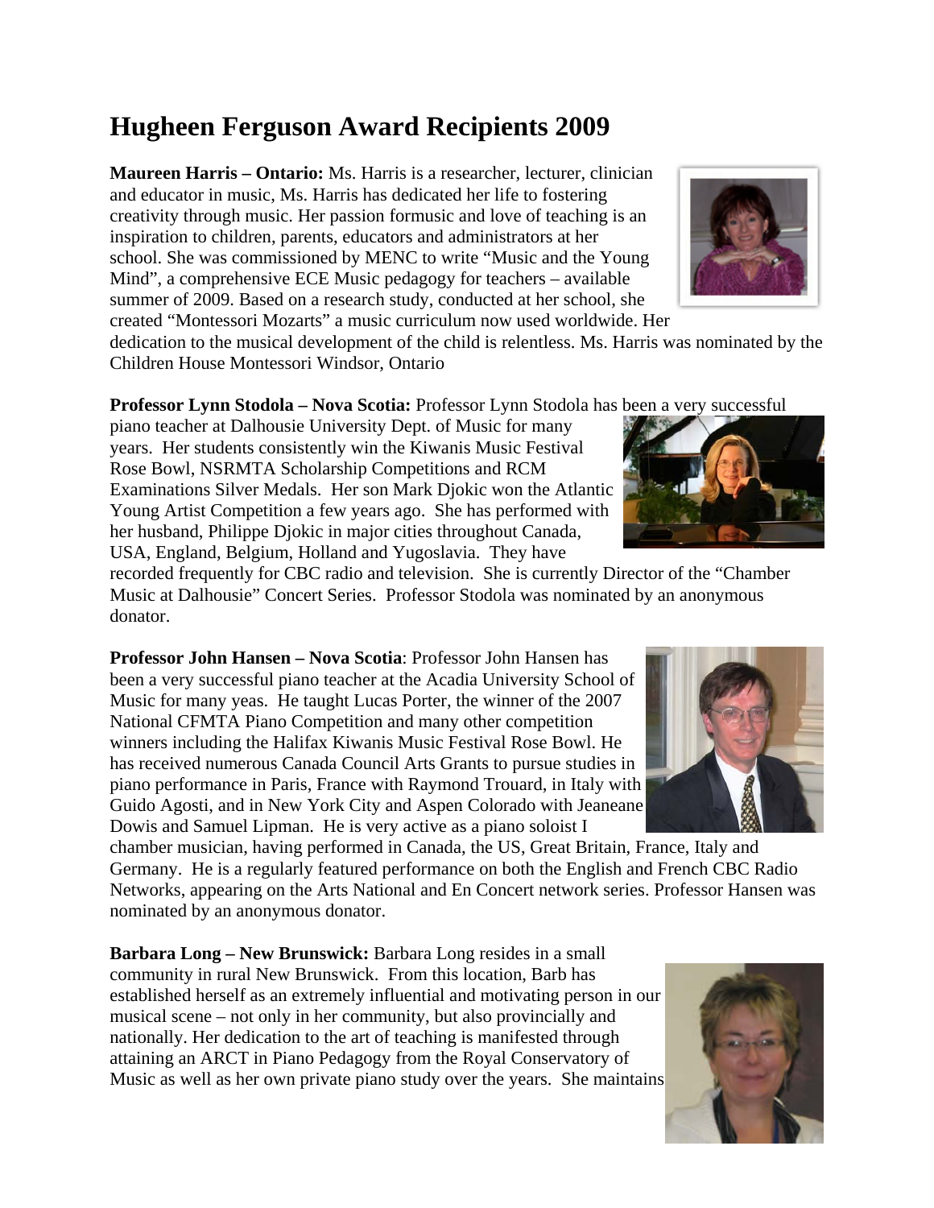# Hugheen Ferguson Award Recipients 2009

**Maureen Harris – Ontario:** Ms. Harris is a researcher, lecturer, clinician and educator in music, Ms. Harris has dedicated her life to fostering creativity through music. Her passion formusic and love of teaching is an inspiration to children, parents, educators and administrators at her school. She was commissioned by MENC to write "Music and the Young Mind", a comprehensive ECE Music pedagogy for teachers – available summer of 2009. Based on a research study, conducted at her school, she created "Montessori Mozarts" a music curriculum now used worldwide. Her dedication to the musical development of the child is relentless. Ms. Harris was nominated by the Children House Montessori Windsor, Ontario

**Professor Lynn Stodola – Nova Scotia:** Professor Lynn Stodola has been a very successful piano teacher at Dalhousie University Dept. of Music for many years. Her students consistently win the Kiwanis Music Festival Rose Bowl, NSRMTA Scholarship Competitions and RCM Examinations Silver Medals. Her son Mark Djokic won the Atlantic Young Artist Competition a few years ago. She has performed with her husband, Philippe Djokic in major cities throughout Canada, USA, England, Belgium, Holland and Yugoslavia. They have recorded frequently for CBC radio and television. She is currently Director of the "Chamber Music at Dalhousie" Concert Series. Professor Stodola was nominated by an anonymous donator.

**Professor John Hansen – Nova Scotia**: Professor John Hansen has been a very successful piano teacher at the Acadia University School of Music for many yeas. He taught Lucas Porter, the winner of the 2007 National CFMTA Piano Competition and many other competition winners including the Halifax Kiwanis Music Festival Rose Bowl. He has received numerous Canada Council Arts Grants to pursue studies in piano performance in Paris, France with Raymond Trouard, in Italy with Guido Agosti, and in New York City and Aspen Colorado with Jeaneane Dowis and Samuel Lipman. He is very active as a piano soloist I chamber musician, having performed in Canada, the US, Great Britain, France, Italy and Germany. He is a regularly featured performance on both the English and French CBC Radio Networks, appearing on the Arts National and En Concert network series. Professor Hansen was nominated by an anonymous donator.

**Barbara Long – New Brunswick:** Barbara Long resides in a small community in rural New Brunswick. From this location, Barb has established herself as an extremely influential and motivating person in our musical scene – not only in her community, but also provincially and nationally. Her dedication to the art of teaching is manifested through attaining an ARCT in Piano Pedagogy from the Royal Conservatory of Music as well as her own private piano study over the years. She maintains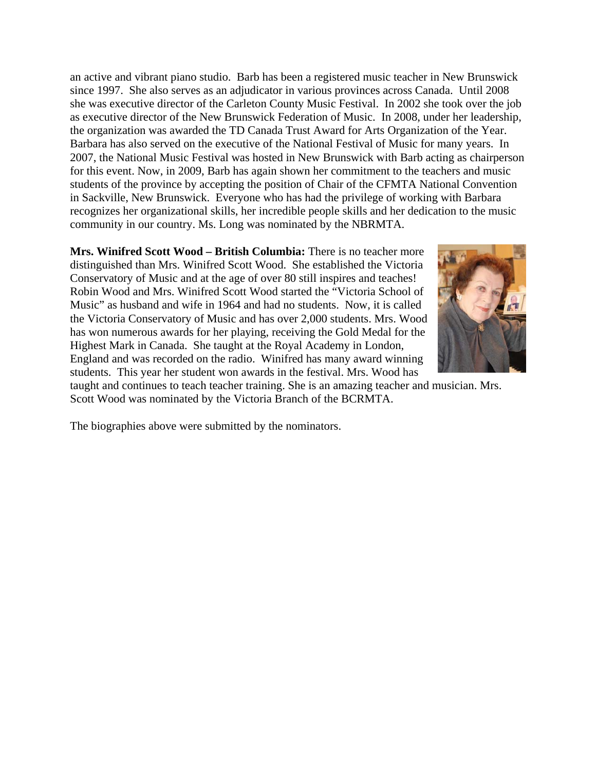an active and vibrant piano studio. Barb has been a registered music teacher in New Brunswick since 1997. She also serves as an adjudicator in various provinces across Canada. Until 2008 she was executive director of the Carleton County Music Festival. In 2002 she took over the job as executive director of the New Brunswick Federation of Music. In 2008, under her leadership, the organization was awarded the TD Canada Trust Award for Arts Organization of the Year. Barbara has also served on the executive of the National Festival of Music for many years. In 2007, the National Music Festival was hosted in New Brunswick with Barb acting as chairperson for this event. Now, in 2009, Barb has again shown her commitment to the teachers and music students of the province by accepting the position of Chair of the CFMTA National Convention in Sackville, New Brunswick. Everyone who has had the privilege of working with Barbara recognizes her organizational skills, her incredible people skills and her dedication to the music community in our country. Ms. Long was nominated by the NBRMTA.

**Mrs. Winifred Scott Wood – British Columbia:** There is no teacher more distinguished than Mrs. Winifred Scott Wood. She established the Victoria Conservatory of Music and at the age of over 80 still inspires and teaches! Robin Wood and Mrs. Winifred Scott Wood started the "Victoria School of Music" as husband and wife in 1964 and had no students. Now, it is called the Victoria Conservatory of Music and has over 2,000 students. Mrs. Wood has won numerous awards for her playing, receiving the Gold Medal for the Highest Mark in Canada. She taught at the Royal Academy in London, England and was recorded on the radio. Winifred has many award winning students. This year her student won awards in the festival. Mrs. Wood has taught and continues to teach teacher training. She is an amazing teacher and musician. Mrs. Scott Wood was nominated by the Victoria Branch of the BCRMTA.

The biographies above were submitted by the nominators.